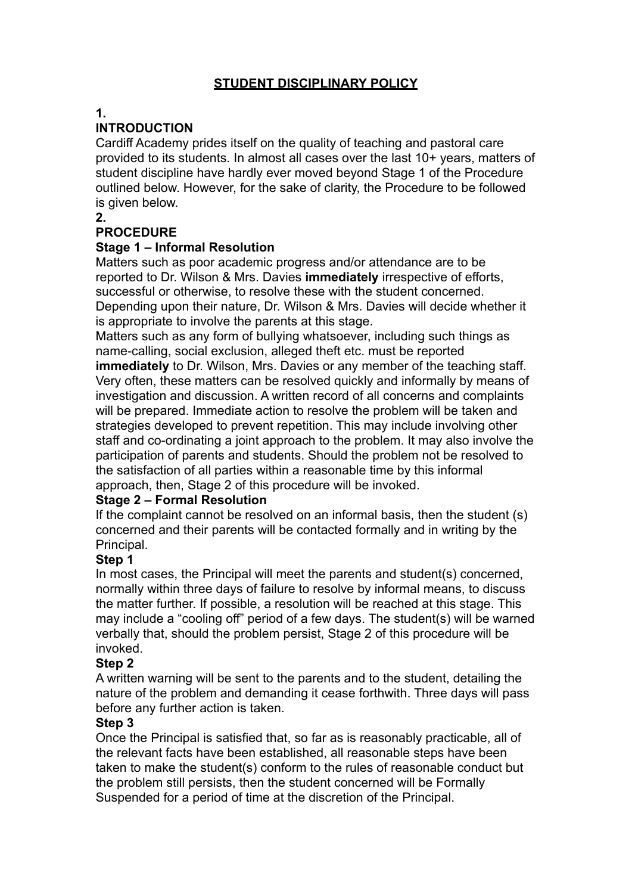# STUDENT DISCIPLINARY POLICY

## 1. INTRODUCTION

Cardiff Academy prides itself on the quality of teaching and pastoral care provided to its students. In almost all cases over the last 10+ years, matters of student discipline have hardly ever moved beyond Stage 1 of the Procedure outlined below. However, for the sake of clarity, the Procedure to be followed is given below.

## 2. PROCEDURE

### Stage 1 – Informal Resolution

Matters such as poor academic progress and/or attendance are to be reported to Dr. Wilson & Mrs. Davies **immediately** irrespective of efforts, successful or otherwise, to resolve these with the student concerned. Depending upon their nature, Dr. Wilson & Mrs. Davies will decide whether it is appropriate to involve the parents at this stage.

Matters such as any form of bullying whatsoever, including such things as name-calling, social exclusion, alleged theft etc. must be reported **immediately** to Dr. Wilson, Mrs. Davies or any member of the teaching staff. Very often, these matters can be resolved quickly and informally by means of investigation and discussion. A written record of all concerns and complaints will be prepared. Immediate action to resolve the problem will be taken and strategies developed to prevent repetition. This may include involving other staff and co-ordinating a joint approach to the problem. It may also involve the participation of parents and students. Should the problem not be resolved to the satisfaction of all parties within a reasonable time by this informal approach, then, Stage 2 of this procedure will be invoked.

### Stage 2 – Formal Resolution

If the complaint cannot be resolved on an informal basis, then the student (s) concerned and their parents will be contacted formally and in writing by the Principal.

**Step 1**

In most cases, the Principal will meet the parents and student(s) concerned, normally within three days of failure to resolve by informal means, to discuss the matter further. If possible, a resolution will be reached at this stage. This may include a "cooling off" period of a few days. The student(s) will be warned verbally that, should the problem persist, Stage 2 of this procedure will be invoked.

**Step 2**

A written warning will be sent to the parents and to the student, detailing the nature of the problem and demanding it cease forthwith. Three days will pass before any further action is taken.

**Step 3**

Once the Principal is satisfied that, so far as is reasonably practicable, all of the relevant facts have been established, all reasonable steps have been taken to make the student(s) conform to the rules of reasonable conduct but the problem still persists, then the student concerned will be Formally Suspended for a period of time at the discretion of the Principal.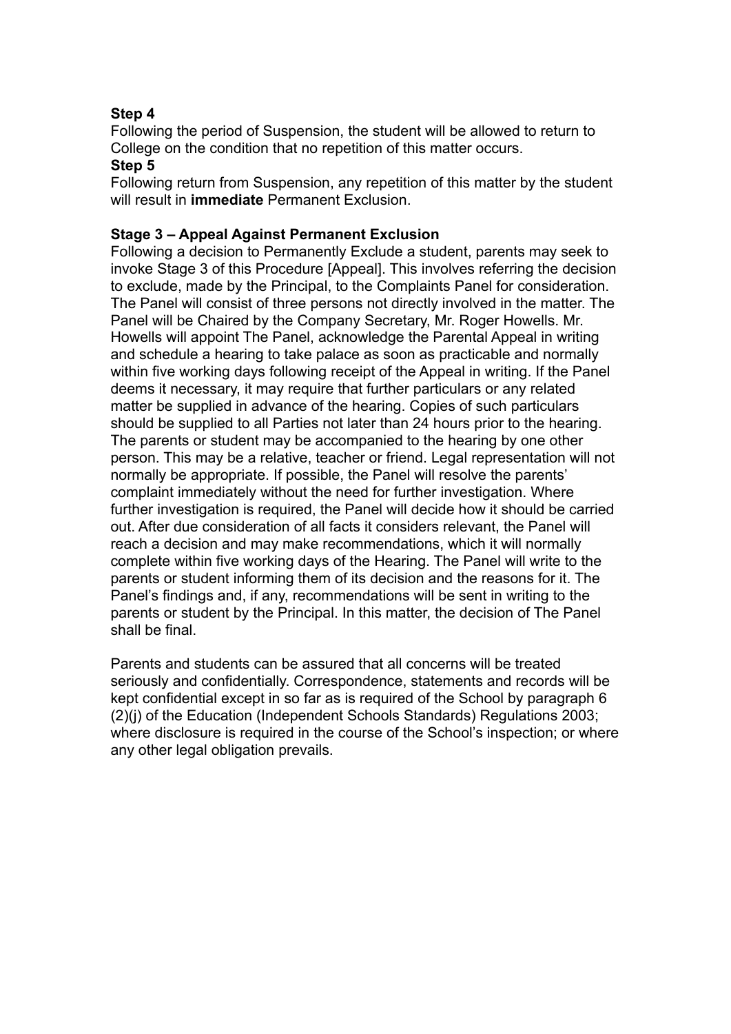**Step 4**
Following the period of Suspension, the student will be allowed to return to College on the condition that no repetition of this matter occurs.
**Step 5**
Following return from Suspension, any repetition of this matter by the student will result in **immediate** Permanent Exclusion.

**Stage 3 – Appeal Against Permanent Exclusion**
Following a decision to Permanently Exclude a student, parents may seek to invoke Stage 3 of this Procedure [Appeal]. This involves referring the decision to exclude, made by the Principal, to the Complaints Panel for consideration. The Panel will consist of three persons not directly involved in the matter. The Panel will be Chaired by the Company Secretary, Mr. Roger Howells. Mr. Howells will appoint The Panel, acknowledge the Parental Appeal in writing and schedule a hearing to take palace as soon as practicable and normally within five working days following receipt of the Appeal in writing. If the Panel deems it necessary, it may require that further particulars or any related matter be supplied in advance of the hearing. Copies of such particulars should be supplied to all Parties not later than 24 hours prior to the hearing. The parents or student may be accompanied to the hearing by one other person. This may be a relative, teacher or friend. Legal representation will not normally be appropriate. If possible, the Panel will resolve the parents' complaint immediately without the need for further investigation. Where further investigation is required, the Panel will decide how it should be carried out. After due consideration of all facts it considers relevant, the Panel will reach a decision and may make recommendations, which it will normally complete within five working days of the Hearing. The Panel will write to the parents or student informing them of its decision and the reasons for it. The Panel's findings and, if any, recommendations will be sent in writing to the parents or student by the Principal. In this matter, the decision of The Panel shall be final.

Parents and students can be assured that all concerns will be treated seriously and confidentially. Correspondence, statements and records will be kept confidential except in so far as is required of the School by paragraph 6 (2)(j) of the Education (Independent Schools Standards) Regulations 2003; where disclosure is required in the course of the School's inspection; or where any other legal obligation prevails.